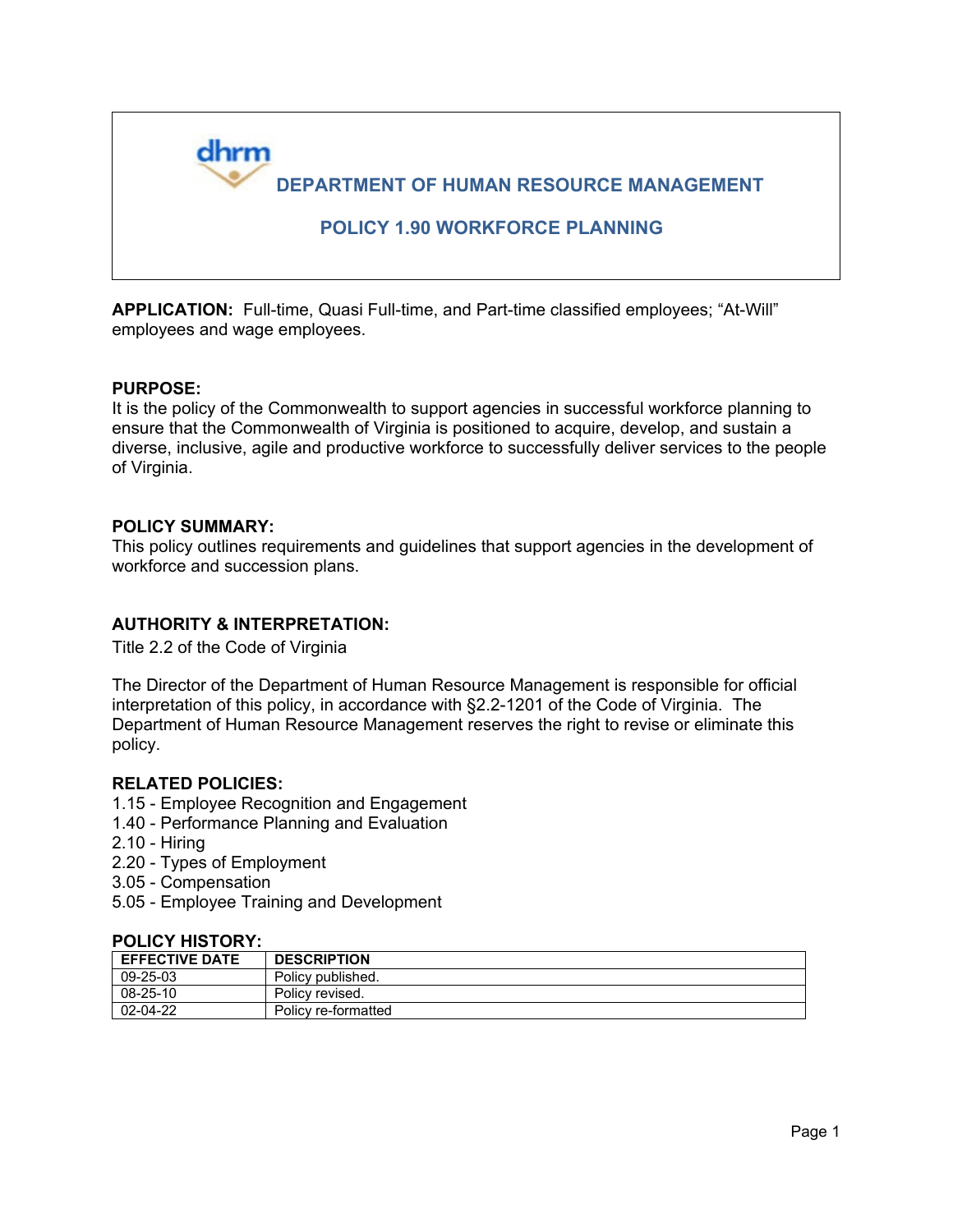# DEPARTMENT OF HUMAN RESOURCE MANAGEMENT

## POLICY 1.90 WORKFORCE PLANNING

**APPLICATION:** Full-time, Quasi Full-time, and Part-time classified employees; "At-Will" employees and wage employees.

**PURPOSE:**
It is the policy of the Commonwealth to support agencies in successful workforce planning to ensure that the Commonwealth of Virginia is positioned to acquire, develop, and sustain a diverse, inclusive, agile and productive workforce to successfully deliver services to the people of Virginia.

**POLICY SUMMARY:**
This policy outlines requirements and guidelines that support agencies in the development of workforce and succession plans.

**AUTHORITY & INTERPRETATION:**
Title 2.2 of the Code of Virginia

The Director of the Department of Human Resource Management is responsible for official interpretation of this policy, in accordance with §2.2-1201 of the Code of Virginia. The Department of Human Resource Management reserves the right to revise or eliminate this policy.

**RELATED POLICIES:**
1.15 - Employee Recognition and Engagement
1.40 - Performance Planning and Evaluation
2.10 - Hiring
2.20 - Types of Employment
3.05 - Compensation
5.05 - Employee Training and Development

**POLICY HISTORY:**

| EFFECTIVE DATE | DESCRIPTION |
|---|---|
| 09-25-03 | Policy published. |
| 08-25-10 | Policy revised. |
| 02-04-22 | Policy re-formatted |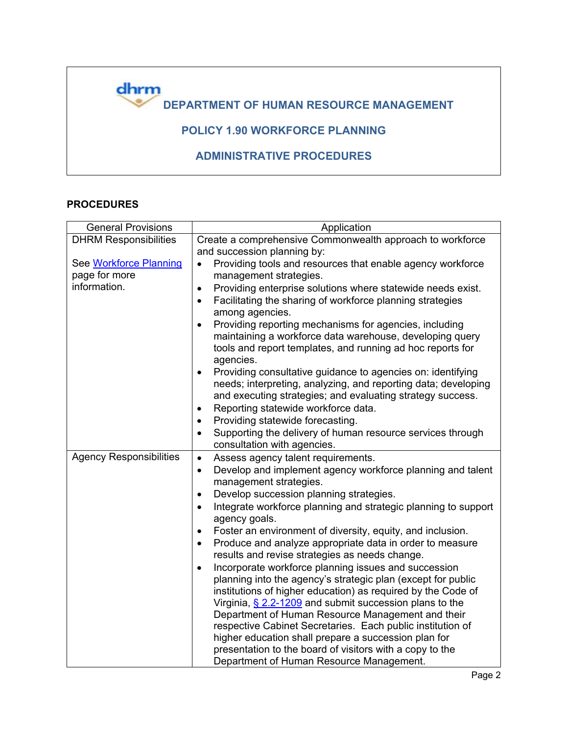# DEPARTMENT OF HUMAN RESOURCE MANAGEMENT

## POLICY 1.90 WORKFORCE PLANNING

## ADMINISTRATIVE PROCEDURES

**PROCEDURES**

| General Provisions | Application |
|---|---|
| DHRM Responsibilities<br><br>See Workforce Planning page for more information. | Create a comprehensive Commonwealth approach to workforce and succession planning by:<br>• Providing tools and resources that enable agency workforce management strategies.<br>• Providing enterprise solutions where statewide needs exist.<br>• Facilitating the sharing of workforce planning strategies among agencies.<br>• Providing reporting mechanisms for agencies, including maintaining a workforce data warehouse, developing query tools and report templates, and running ad hoc reports for agencies.<br>• Providing consultative guidance to agencies on: identifying needs; interpreting, analyzing, and reporting data; developing and executing strategies; and evaluating strategy success.<br>• Reporting statewide workforce data.<br>• Providing statewide forecasting.<br>• Supporting the delivery of human resource services through consultation with agencies. |
| Agency Responsibilities | • Assess agency talent requirements.<br>• Develop and implement agency workforce planning and talent management strategies.<br>• Develop succession planning strategies.<br>• Integrate workforce planning and strategic planning to support agency goals.<br>• Foster an environment of diversity, equity, and inclusion.<br>• Produce and analyze appropriate data in order to measure results and revise strategies as needs change.<br>• Incorporate workforce planning issues and succession planning into the agency's strategic plan (except for public institutions of higher education) as required by the Code of Virginia, § 2.2-1209 and submit succession plans to the Department of Human Resource Management and their respective Cabinet Secretaries. Each public institution of higher education shall prepare a succession plan for presentation to the board of visitors with a copy to the Department of Human Resource Management. |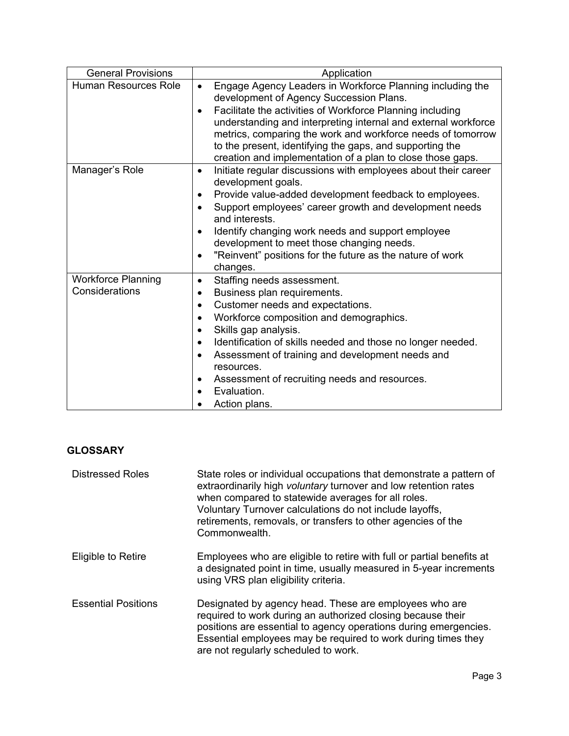| General Provisions | Application |
| --- | --- |
| Human Resources Role | • Engage Agency Leaders in Workforce Planning including the development of Agency Succession Plans.<br>• Facilitate the activities of Workforce Planning including understanding and interpreting internal and external workforce metrics, comparing the work and workforce needs of tomorrow to the present, identifying the gaps, and supporting the creation and implementation of a plan to close those gaps. |
| Manager's Role | • Initiate regular discussions with employees about their career development goals.<br>• Provide value-added development feedback to employees.<br>• Support employees' career growth and development needs and interests.<br>• Identify changing work needs and support employee development to meet those changing needs.<br>• "Reinvent" positions for the future as the nature of work changes. |
| Workforce Planning Considerations | • Staffing needs assessment.<br>• Business plan requirements.<br>• Customer needs and expectations.<br>• Workforce composition and demographics.<br>• Skills gap analysis.<br>• Identification of skills needed and those no longer needed.<br>• Assessment of training and development needs and resources.<br>• Assessment of recruiting needs and resources.<br>• Evaluation.<br>• Action plans. |

## GLOSSARY

| | |
| --- | --- |
| Distressed Roles | State roles or individual occupations that demonstrate a pattern of extraordinarily high *voluntary* turnover and low retention rates when compared to statewide averages for all roles. Voluntary Turnover calculations do not include layoffs, retirements, removals, or transfers to other agencies of the Commonwealth. |
| Eligible to Retire | Employees who are eligible to retire with full or partial benefits at a designated point in time, usually measured in 5-year increments using VRS plan eligibility criteria. |
| Essential Positions | Designated by agency head. These are employees who are required to work during an authorized closing because their positions are essential to agency operations during emergencies. Essential employees may be required to work during times they are not regularly scheduled to work. |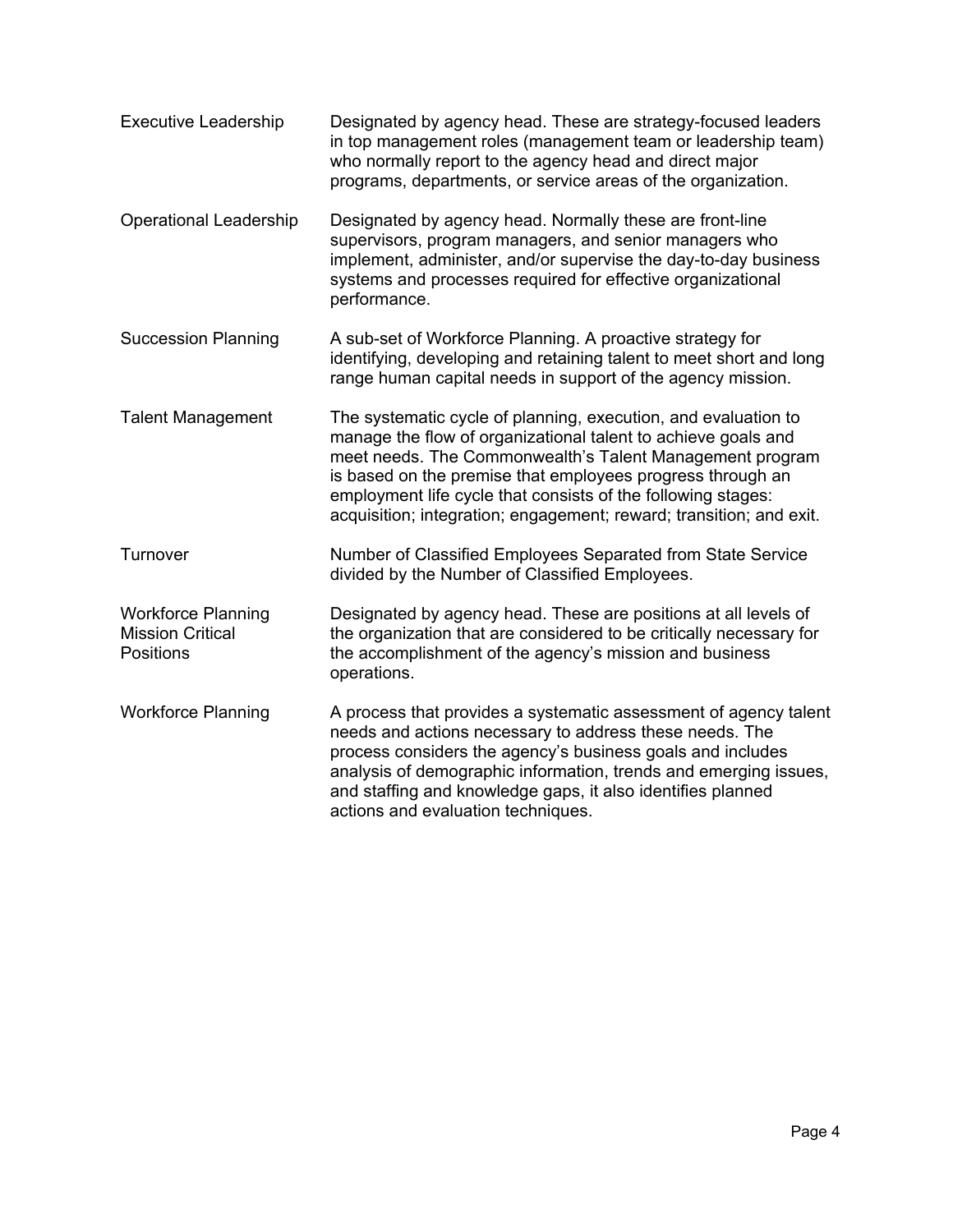| | |
|---|---|
| Executive Leadership | Designated by agency head. These are strategy-focused leaders in top management roles (management team or leadership team) who normally report to the agency head and direct major programs, departments, or service areas of the organization. |
| Operational Leadership | Designated by agency head. Normally these are front-line supervisors, program managers, and senior managers who implement, administer, and/or supervise the day-to-day business systems and processes required for effective organizational performance. |
| Succession Planning | A sub-set of Workforce Planning. A proactive strategy for identifying, developing and retaining talent to meet short and long range human capital needs in support of the agency mission. |
| Talent Management | The systematic cycle of planning, execution, and evaluation to manage the flow of organizational talent to achieve goals and meet needs. The Commonwealth's Talent Management program is based on the premise that employees progress through an employment life cycle that consists of the following stages: acquisition; integration; engagement; reward; transition; and exit. |
| Turnover | Number of Classified Employees Separated from State Service divided by the Number of Classified Employees. |
| Workforce Planning Mission Critical Positions | Designated by agency head. These are positions at all levels of the organization that are considered to be critically necessary for the accomplishment of the agency's mission and business operations. |
| Workforce Planning | A process that provides a systematic assessment of agency talent needs and actions necessary to address these needs. The process considers the agency's business goals and includes analysis of demographic information, trends and emerging issues, and staffing and knowledge gaps, it also identifies planned actions and evaluation techniques. |